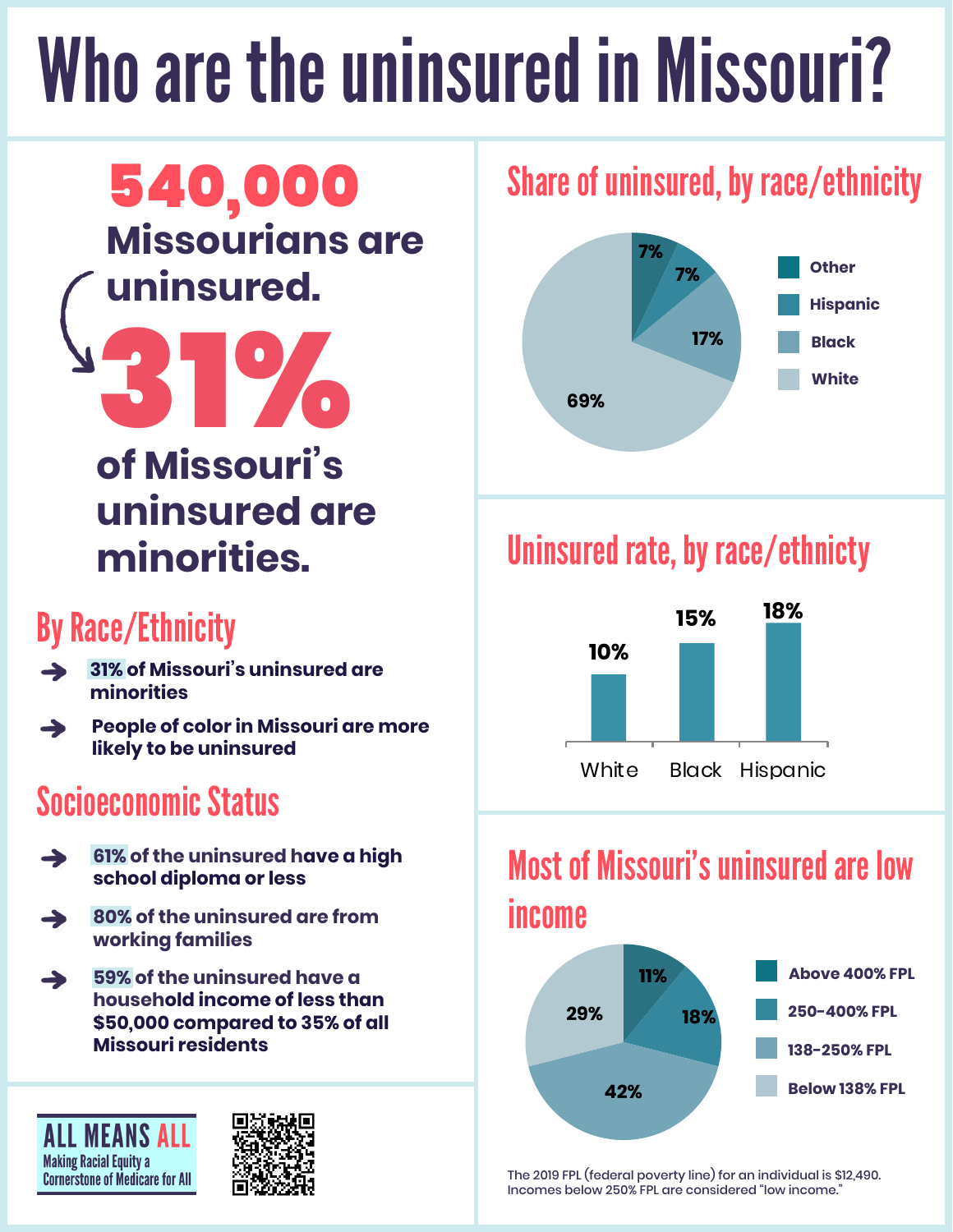# Who are the uninsured in Missouri?

**540,000** Missourians are uninsured.

**31%** of Missouri's uninsured are minorities.

## By Race/Ethnicity

- **31%** of Missouri's uninsured are minorities
- People of color in Missouri are more likely to be uninsured

## Socioeconomic Status

- **61%** of the uninsured have a high school diploma or less
- **80%** of the uninsured are from working families
- **59%** of the uninsured have a household income of less than $50,000 compared to 35% of all Missouri residents

ALL MEANS ALL
Making Racial Equity a Cornerstone of Medicare for All

## Share of uninsured, by race/ethnicity

Other
Hispanic
Black
White

7%
7%
17%
69%

## Uninsured rate, by race/ethnicty

10%
15%
18%

White
Black
Hispanic

## Most of Missouri's uninsured are low income

Above 400% FPL
250-400% FPL
138-250% FPL
Below 138% FPL

11%
18%
42%
29%

The 2019 FPL (federal poverty line) for an individual is $12,490. Incomes below 250% FPL are considered "low income."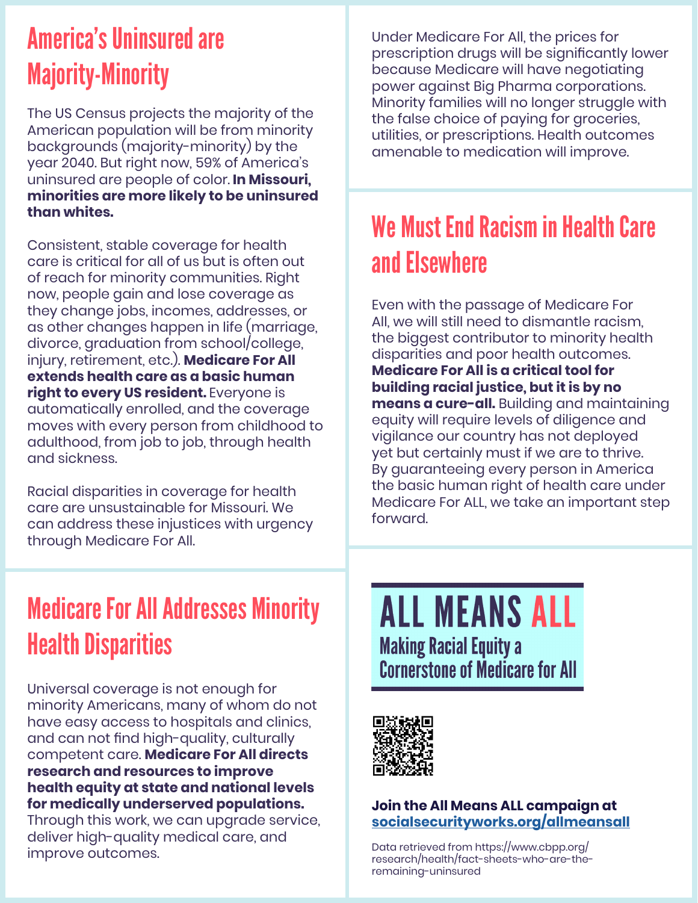## America's Uninsured are Majority-Minority

The US Census projects the majority of the American population will be from minority backgrounds (majority-minority) by the year 2040. But right now, 59% of America's uninsured are people of color. **In Missouri, minorities are more likely to be uninsured than whites.**

Consistent, stable coverage for health care is critical for all of us but is often out of reach for minority communities. Right now, people gain and lose coverage as they change jobs, incomes, addresses, or as other changes happen in life (marriage, divorce, graduation from school/college, injury, retirement, etc.). **Medicare For All extends health care as a basic human right to every US resident.** Everyone is automatically enrolled, and the coverage moves with every person from childhood to adulthood, from job to job, through health and sickness.

Racial disparities in coverage for health care are unsustainable for Missouri. We can address these injustices with urgency through Medicare For All.

## Medicare For All Addresses Minority Health Disparities

Universal coverage is not enough for minority Americans, many of whom do not have easy access to hospitals and clinics, and can not find high-quality, culturally competent care. **Medicare For All directs research and resources to improve health equity at state and national levels for medically underserved populations.** Through this work, we can upgrade service, deliver high-quality medical care, and improve outcomes.

Under Medicare For All, the prices for prescription drugs will be significantly lower because Medicare will have negotiating power against Big Pharma corporations. Minority families will no longer struggle with the false choice of paying for groceries, utilities, or prescriptions. Health outcomes amenable to medication will improve.

## We Must End Racism in Health Care and Elsewhere

Even with the passage of Medicare For All, we will still need to dismantle racism, the biggest contributor to minority health disparities and poor health outcomes. **Medicare For All is a critical tool for building racial justice, but it is by no means a cure-all.** Building and maintaining equity will require levels of diligence and vigilance our country has not deployed yet but certainly must if we are to thrive. By guaranteeing every person in America the basic human right of health care under Medicare For ALL, we take an important step forward.

# ALL MEANS ALL

### Making Racial Equity a Cornerstone of Medicare for All

**Join the All Means ALL campaign at socialsecurityworks.org/allmeansall**

Data retrieved from https://www.cbpp.org/research/health/fact-sheets-who-are-the-remaining-uninsured